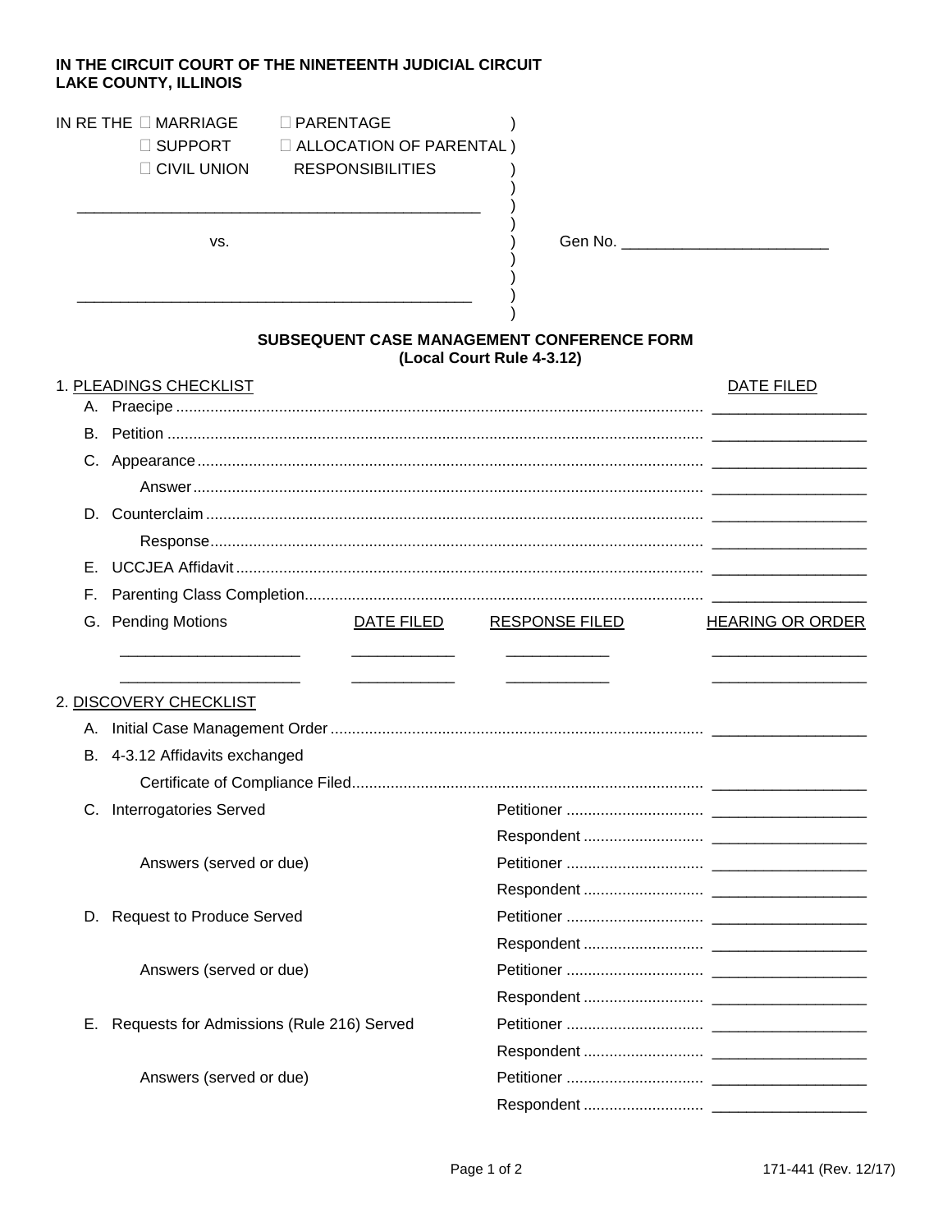**IN THE CIRCUIT COURT OF THE NINETEENTH JUDICIAL CIRCUIT**
**LAKE COUNTY, ILLINOIS**

IN RE THE ☐ MARRIAGE ☐ PARENTAGE
☐ SUPPORT ☐ ALLOCATION OF PARENTAL
☐ CIVIL UNION RESPONSIBILITIES

_____________________________________________

vs. Gen No. _______________________

_____________________________________________

## SUBSEQUENT CASE MANAGEMENT CONFERENCE FORM
**(Local Court Rule 4-3.12)**

1. PLEADINGS CHECKLIST — DATE FILED

| | | DATE FILED |
|---|---|---|
| A. | Praecipe | __________________ |
| B. | Petition | __________________ |
| C. | Appearance | __________________ |
| | Answer | __________________ |
| D. | Counterclaim | __________________ |
| | Response | __________________ |
| E. | UCCJEA Affidavit | __________________ |
| F. | Parenting Class Completion | __________________ |

G. Pending Motions

| Pending Motions | DATE FILED | RESPONSE FILED | HEARING OR ORDER |
|---|---|---|---|
| _____________________ | ____________ | ____________ | __________________ |
| _____________________ | ____________ | ____________ | __________________ |

2. DISCOVERY CHECKLIST

| | | | |
|---|---|---|---|
| A. | Initial Case Management Order | | __________________ |
| B. | 4-3.12 Affidavits exchanged | | |
| | Certificate of Compliance Filed | | __________________ |
| C. | Interrogatories Served | Petitioner | __________________ |
| | | Respondent | __________________ |
| | Answers (served or due) | Petitioner | __________________ |
| | | Respondent | __________________ |
| D. | Request to Produce Served | Petitioner | __________________ |
| | | Respondent | __________________ |
| | Answers (served or due) | Petitioner | __________________ |
| | | Respondent | __________________ |
| E. | Requests for Admissions (Rule 216) Served | Petitioner | __________________ |
| | | Respondent | __________________ |
| | Answers (served or due) | Petitioner | __________________ |
| | | Respondent | __________________ |

171-441 (Rev. 12/17)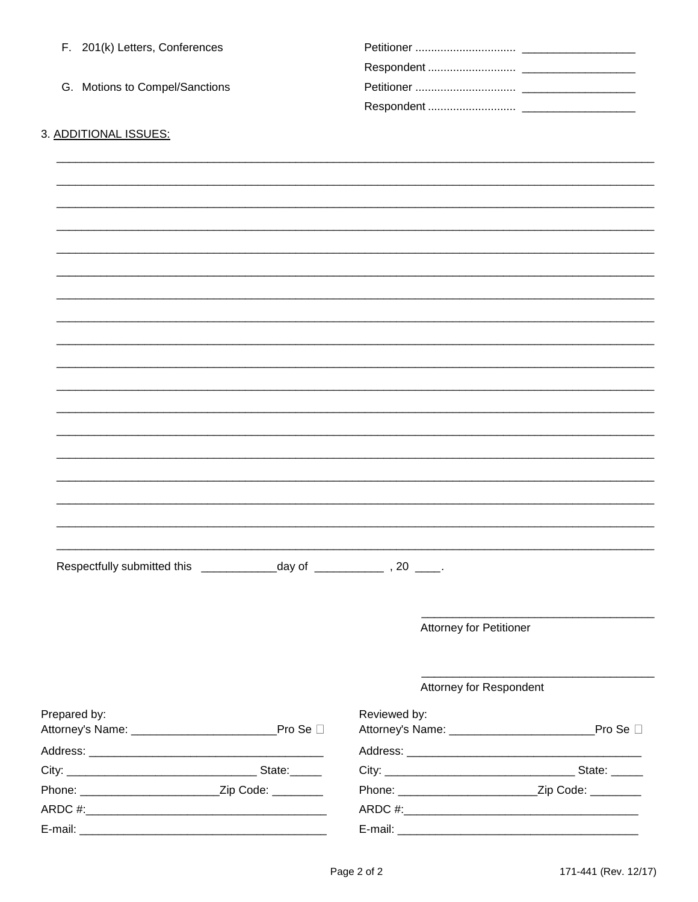F. 201(k) Letters, Conferences

Petitioner ................................ ___________________

Respondent ............................ ___________________

G. Motions to Compel/Sanctions

Petitioner ................................ ___________________

Respondent ............................ ___________________

3. ADDITIONAL ISSUES:

_____________________________________________________________________________________

_____________________________________________________________________________________

_____________________________________________________________________________________

_____________________________________________________________________________________

_____________________________________________________________________________________

_____________________________________________________________________________________

_____________________________________________________________________________________

_____________________________________________________________________________________

_____________________________________________________________________________________

_____________________________________________________________________________________

_____________________________________________________________________________________

_____________________________________________________________________________________

_____________________________________________________________________________________

_____________________________________________________________________________________

_____________________________________________________________________________________

_____________________________________________________________________________________

_____________________________________________________________________________________

_____________________________________________________________________________________

Respectfully submitted this ____________day of ___________ , 20 ____.

_____________________________________
Attorney for Petitioner

_____________________________________
Attorney for Respondent

Prepared by:
Attorney's Name: _______________________Pro Se ☐
Address: _____________________________________
City: ______________________________ State:_____
Phone: ______________________Zip Code: ________
ARDC #:______________________________________
E-mail: _______________________________________

Reviewed by:
Attorney's Name: _______________________Pro Se ☐
Address: _____________________________________
City: ______________________________ State: _____
Phone: ______________________Zip Code: ________
ARDC #:_____________________________________
E-mail: ______________________________________

171-441 (Rev. 12/17)